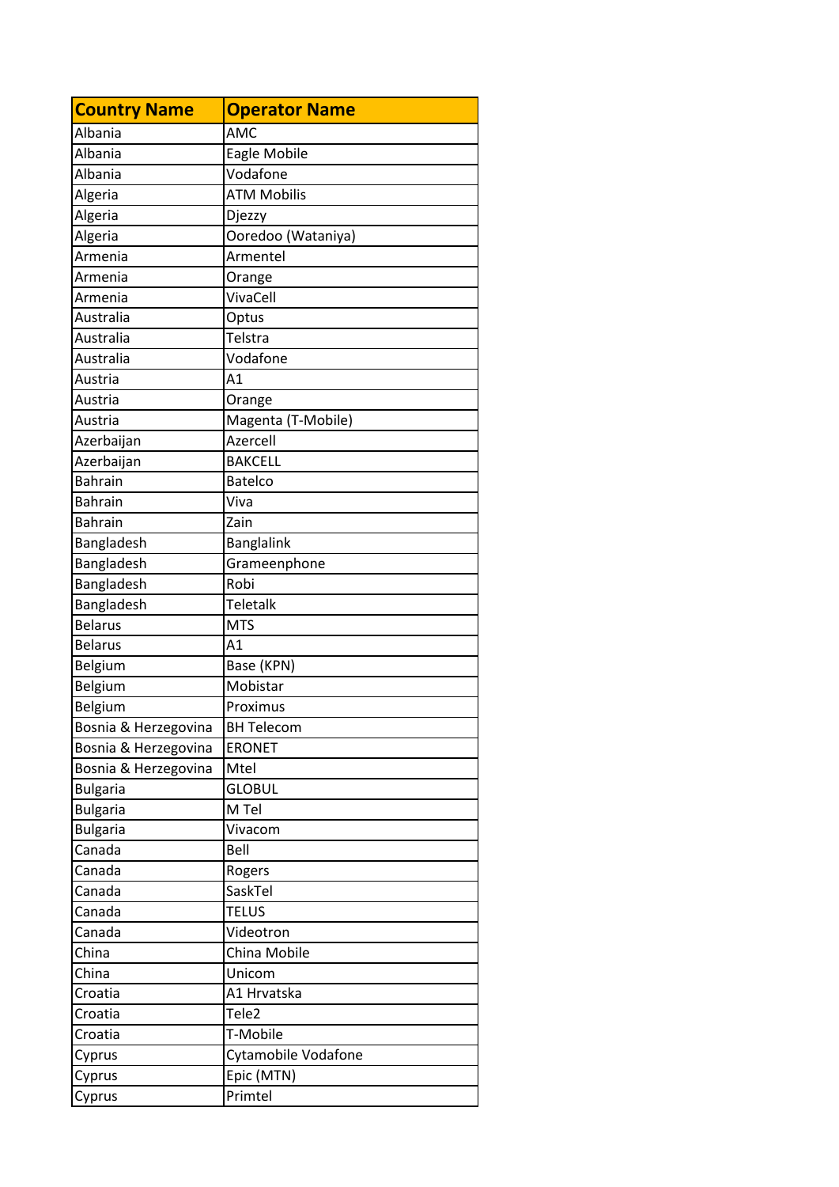| Country Name | Operator Name |
|---|---|
| Albania | AMC |
| Albania | Eagle Mobile |
| Albania | Vodafone |
| Algeria | ATM Mobilis |
| Algeria | Djezzy |
| Algeria | Ooredoo (Wataniya) |
| Armenia | Armentel |
| Armenia | Orange |
| Armenia | VivaCell |
| Australia | Optus |
| Australia | Telstra |
| Australia | Vodafone |
| Austria | A1 |
| Austria | Orange |
| Austria | Magenta (T-Mobile) |
| Azerbaijan | Azercell |
| Azerbaijan | BAKCELL |
| Bahrain | Batelco |
| Bahrain | Viva |
| Bahrain | Zain |
| Bangladesh | Banglalink |
| Bangladesh | Grameenphone |
| Bangladesh | Robi |
| Bangladesh | Teletalk |
| Belarus | MTS |
| Belarus | A1 |
| Belgium | Base (KPN) |
| Belgium | Mobistar |
| Belgium | Proximus |
| Bosnia & Herzegovina | BH Telecom |
| Bosnia & Herzegovina | ERONET |
| Bosnia & Herzegovina | Mtel |
| Bulgaria | GLOBUL |
| Bulgaria | M Tel |
| Bulgaria | Vivacom |
| Canada | Bell |
| Canada | Rogers |
| Canada | SaskTel |
| Canada | TELUS |
| Canada | Videotron |
| China | China Mobile |
| China | Unicom |
| Croatia | A1 Hrvatska |
| Croatia | Tele2 |
| Croatia | T-Mobile |
| Cyprus | Cytamobile Vodafone |
| Cyprus | Epic (MTN) |
| Cyprus | Primtel |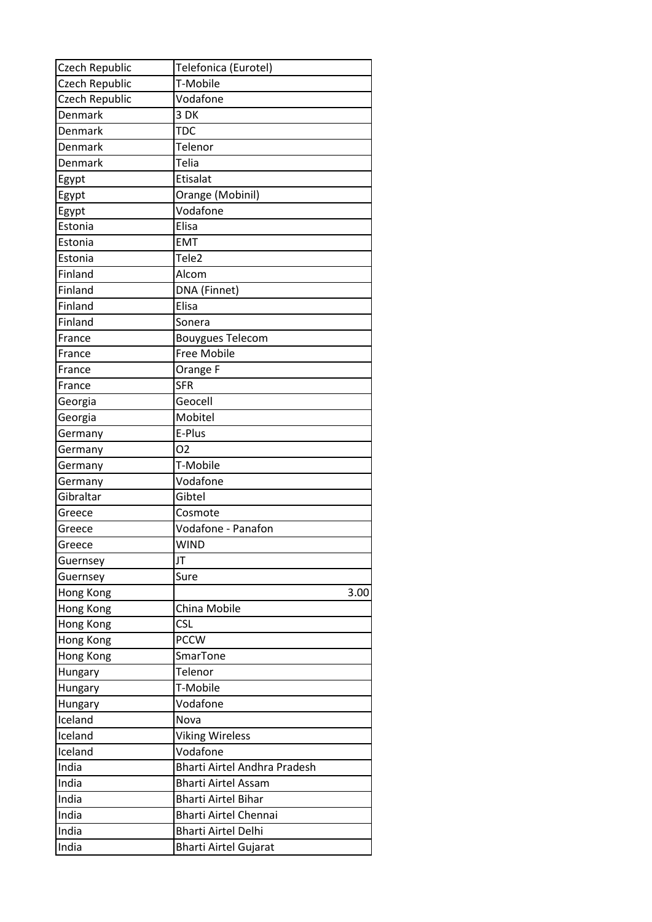| Czech Republic | Telefonica (Eurotel) |
|---|---|
| Czech Republic | T-Mobile |
| Czech Republic | Vodafone |
| Denmark | 3 DK |
| Denmark | TDC |
| Denmark | Telenor |
| Denmark | Telia |
| Egypt | Etisalat |
| Egypt | Orange (Mobinil) |
| Egypt | Vodafone |
| Estonia | Elisa |
| Estonia | EMT |
| Estonia | Tele2 |
| Finland | Alcom |
| Finland | DNA (Finnet) |
| Finland | Elisa |
| Finland | Sonera |
| France | Bouygues Telecom |
| France | Free Mobile |
| France | Orange F |
| France | SFR |
| Georgia | Geocell |
| Georgia | Mobitel |
| Germany | E-Plus |
| Germany | O2 |
| Germany | T-Mobile |
| Germany | Vodafone |
| Gibraltar | Gibtel |
| Greece | Cosmote |
| Greece | Vodafone - Panafon |
| Greece | WIND |
| Guernsey | JT |
| Guernsey | Sure |
| Hong Kong | 3.00 |
| Hong Kong | China Mobile |
| Hong Kong | CSL |
| Hong Kong | PCCW |
| Hong Kong | SmarTone |
| Hungary | Telenor |
| Hungary | T-Mobile |
| Hungary | Vodafone |
| Iceland | Nova |
| Iceland | Viking Wireless |
| Iceland | Vodafone |
| India | Bharti Airtel Andhra Pradesh |
| India | Bharti Airtel Assam |
| India | Bharti Airtel Bihar |
| India | Bharti Airtel Chennai |
| India | Bharti Airtel Delhi |
| India | Bharti Airtel Gujarat |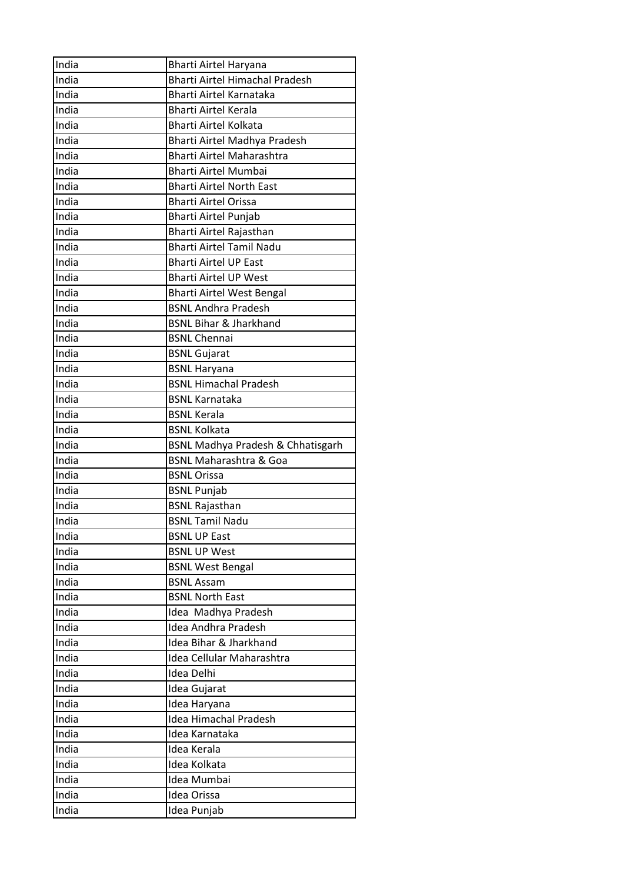| India | Bharti Airtel Haryana |
|---|---|
| India | Bharti Airtel Himachal Pradesh |
| India | Bharti Airtel Karnataka |
| India | Bharti Airtel Kerala |
| India | Bharti Airtel Kolkata |
| India | Bharti Airtel Madhya Pradesh |
| India | Bharti Airtel Maharashtra |
| India | Bharti Airtel Mumbai |
| India | Bharti Airtel North East |
| India | Bharti Airtel Orissa |
| India | Bharti Airtel Punjab |
| India | Bharti Airtel Rajasthan |
| India | Bharti Airtel Tamil Nadu |
| India | Bharti Airtel UP East |
| India | Bharti Airtel UP West |
| India | Bharti Airtel West Bengal |
| India | BSNL Andhra Pradesh |
| India | BSNL Bihar & Jharkhand |
| India | BSNL Chennai |
| India | BSNL Gujarat |
| India | BSNL Haryana |
| India | BSNL Himachal Pradesh |
| India | BSNL Karnataka |
| India | BSNL Kerala |
| India | BSNL Kolkata |
| India | BSNL Madhya Pradesh & Chhatisgarh |
| India | BSNL Maharashtra & Goa |
| India | BSNL Orissa |
| India | BSNL Punjab |
| India | BSNL Rajasthan |
| India | BSNL Tamil Nadu |
| India | BSNL UP East |
| India | BSNL UP West |
| India | BSNL West Bengal |
| India | BSNL Assam |
| India | BSNL North East |
| India | Idea  Madhya Pradesh |
| India | Idea Andhra Pradesh |
| India | Idea Bihar & Jharkhand |
| India | Idea Cellular Maharashtra |
| India | Idea Delhi |
| India | Idea Gujarat |
| India | Idea Haryana |
| India | Idea Himachal Pradesh |
| India | Idea Karnataka |
| India | Idea Kerala |
| India | Idea Kolkata |
| India | Idea Mumbai |
| India | Idea Orissa |
| India | Idea Punjab |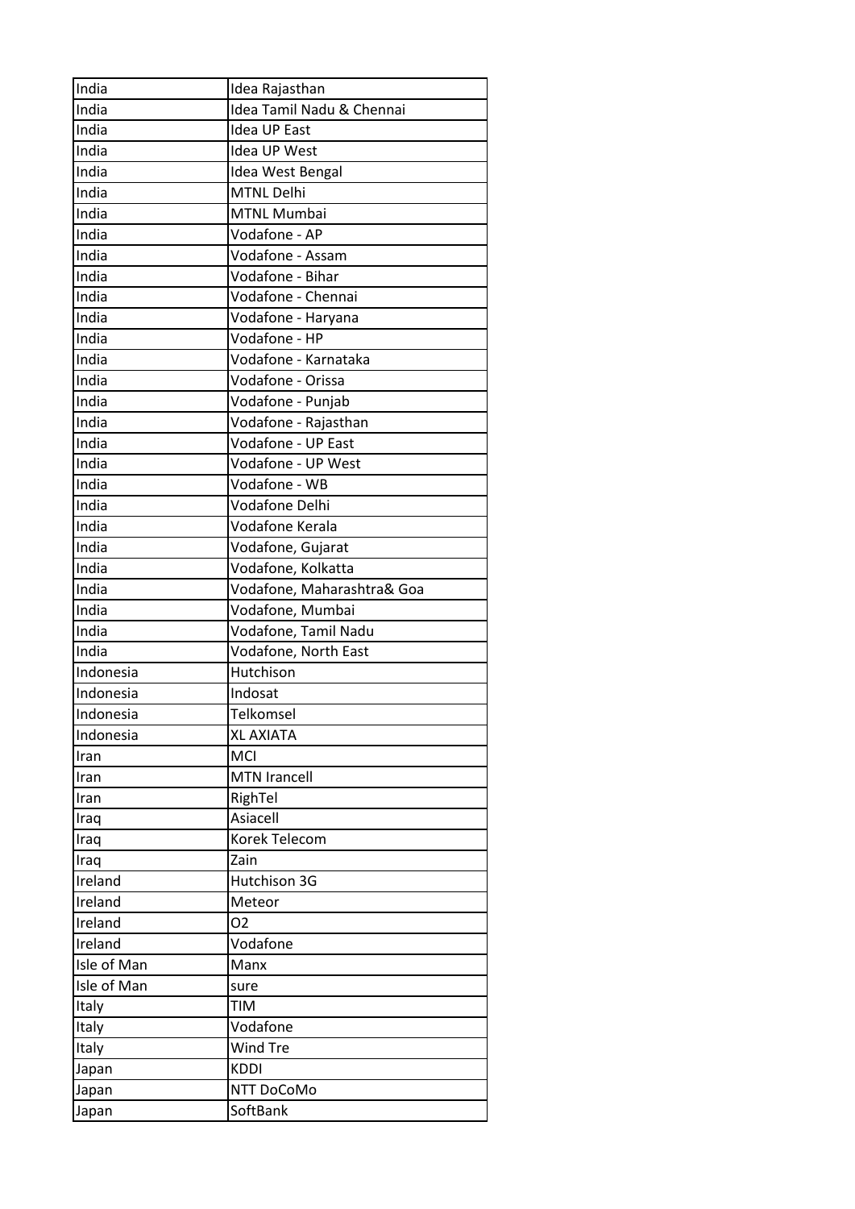| India | Idea Rajasthan |
|---|---|
| India | Idea Tamil Nadu & Chennai |
| India | Idea UP East |
| India | Idea UP West |
| India | Idea West Bengal |
| India | MTNL Delhi |
| India | MTNL Mumbai |
| India | Vodafone - AP |
| India | Vodafone - Assam |
| India | Vodafone - Bihar |
| India | Vodafone - Chennai |
| India | Vodafone - Haryana |
| India | Vodafone - HP |
| India | Vodafone - Karnataka |
| India | Vodafone - Orissa |
| India | Vodafone - Punjab |
| India | Vodafone - Rajasthan |
| India | Vodafone - UP East |
| India | Vodafone - UP West |
| India | Vodafone - WB |
| India | Vodafone Delhi |
| India | Vodafone Kerala |
| India | Vodafone, Gujarat |
| India | Vodafone, Kolkatta |
| India | Vodafone, Maharashtra& Goa |
| India | Vodafone, Mumbai |
| India | Vodafone, Tamil Nadu |
| India | Vodafone, North East |
| Indonesia | Hutchison |
| Indonesia | Indosat |
| Indonesia | Telkomsel |
| Indonesia | XL AXIATA |
| Iran | MCI |
| Iran | MTN Irancell |
| Iran | RighTel |
| Iraq | Asiacell |
| Iraq | Korek Telecom |
| Iraq | Zain |
| Ireland | Hutchison 3G |
| Ireland | Meteor |
| Ireland | O2 |
| Ireland | Vodafone |
| Isle of Man | Manx |
| Isle of Man | sure |
| Italy | TIM |
| Italy | Vodafone |
| Italy | Wind Tre |
| Japan | KDDI |
| Japan | NTT DoCoMo |
| Japan | SoftBank |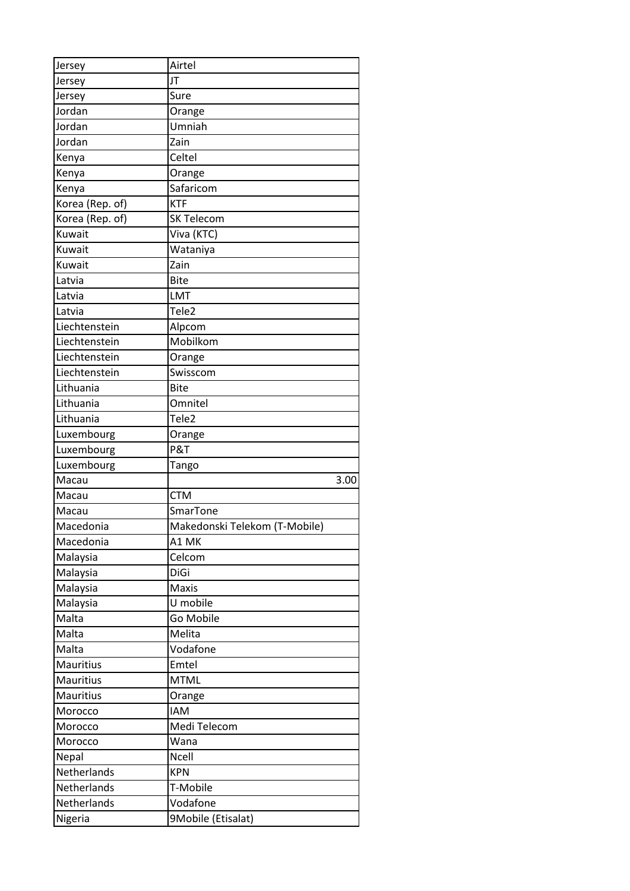| Jersey | Airtel |
| --- | --- |
| Jersey | JT |
| Jersey | Sure |
| Jordan | Orange |
| Jordan | Umniah |
| Jordan | Zain |
| Kenya | Celtel |
| Kenya | Orange |
| Kenya | Safaricom |
| Korea (Rep. of) | KTF |
| Korea (Rep. of) | SK Telecom |
| Kuwait | Viva (KTC) |
| Kuwait | Wataniya |
| Kuwait | Zain |
| Latvia | Bite |
| Latvia | LMT |
| Latvia | Tele2 |
| Liechtenstein | Alpcom |
| Liechtenstein | Mobilkom |
| Liechtenstein | Orange |
| Liechtenstein | Swisscom |
| Lithuania | Bite |
| Lithuania | Omnitel |
| Lithuania | Tele2 |
| Luxembourg | Orange |
| Luxembourg | P&T |
| Luxembourg | Tango |
| Macau | 3.00 |
| Macau | CTM |
| Macau | SmarTone |
| Macedonia | Makedonski Telekom (T-Mobile) |
| Macedonia | A1 MK |
| Malaysia | Celcom |
| Malaysia | DiGi |
| Malaysia | Maxis |
| Malaysia | U mobile |
| Malta | Go Mobile |
| Malta | Melita |
| Malta | Vodafone |
| Mauritius | Emtel |
| Mauritius | MTML |
| Mauritius | Orange |
| Morocco | IAM |
| Morocco | Medi Telecom |
| Morocco | Wana |
| Nepal | Ncell |
| Netherlands | KPN |
| Netherlands | T-Mobile |
| Netherlands | Vodafone |
| Nigeria | 9Mobile (Etisalat) |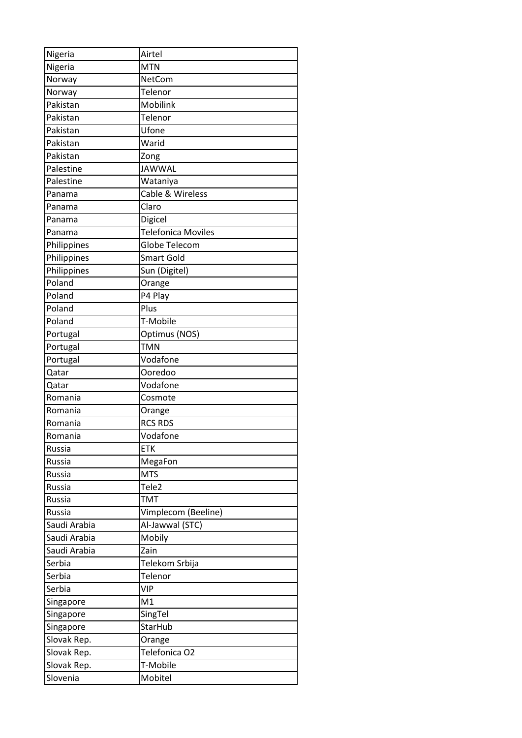| Nigeria | Airtel |
|---|---|
| Nigeria | MTN |
| Norway | NetCom |
| Norway | Telenor |
| Pakistan | Mobilink |
| Pakistan | Telenor |
| Pakistan | Ufone |
| Pakistan | Warid |
| Pakistan | Zong |
| Palestine | JAWWAL |
| Palestine | Wataniya |
| Panama | Cable & Wireless |
| Panama | Claro |
| Panama | Digicel |
| Panama | Telefonica Moviles |
| Philippines | Globe Telecom |
| Philippines | Smart Gold |
| Philippines | Sun (Digitel) |
| Poland | Orange |
| Poland | P4 Play |
| Poland | Plus |
| Poland | T-Mobile |
| Portugal | Optimus (NOS) |
| Portugal | TMN |
| Portugal | Vodafone |
| Qatar | Ooredoo |
| Qatar | Vodafone |
| Romania | Cosmote |
| Romania | Orange |
| Romania | RCS RDS |
| Romania | Vodafone |
| Russia | ETK |
| Russia | MegaFon |
| Russia | MTS |
| Russia | Tele2 |
| Russia | TMT |
| Russia | Vimplecom (Beeline) |
| Saudi Arabia | Al-Jawwal (STC) |
| Saudi Arabia | Mobily |
| Saudi Arabia | Zain |
| Serbia | Telekom Srbija |
| Serbia | Telenor |
| Serbia | VIP |
| Singapore | M1 |
| Singapore | SingTel |
| Singapore | StarHub |
| Slovak Rep. | Orange |
| Slovak Rep. | Telefonica O2 |
| Slovak Rep. | T-Mobile |
| Slovenia | Mobitel |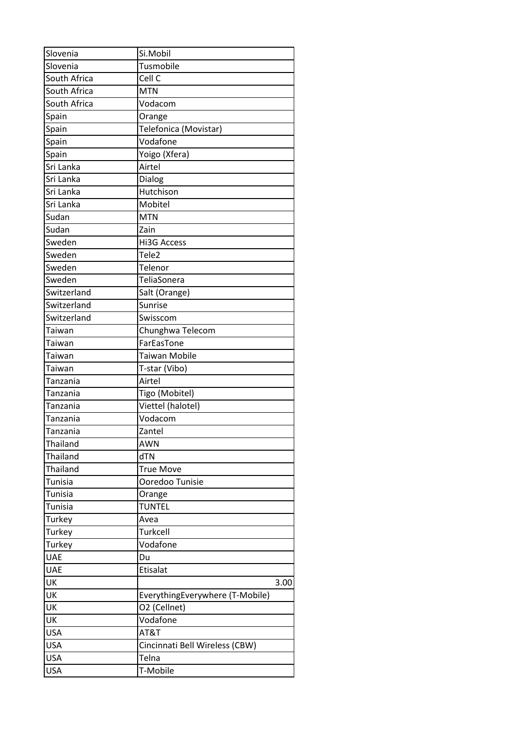| Slovenia | Si.Mobil |
|---|---|
| Slovenia | Tusmobile |
| South Africa | Cell C |
| South Africa | MTN |
| South Africa | Vodacom |
| Spain | Orange |
| Spain | Telefonica (Movistar) |
| Spain | Vodafone |
| Spain | Yoigo (Xfera) |
| Sri Lanka | Airtel |
| Sri Lanka | Dialog |
| Sri Lanka | Hutchison |
| Sri Lanka | Mobitel |
| Sudan | MTN |
| Sudan | Zain |
| Sweden | Hi3G Access |
| Sweden | Tele2 |
| Sweden | Telenor |
| Sweden | TeliaSonera |
| Switzerland | Salt (Orange) |
| Switzerland | Sunrise |
| Switzerland | Swisscom |
| Taiwan | Chunghwa Telecom |
| Taiwan | FarEasTone |
| Taiwan | Taiwan Mobile |
| Taiwan | T-star (Vibo) |
| Tanzania | Airtel |
| Tanzania | Tigo (Mobitel) |
| Tanzania | Viettel (halotel) |
| Tanzania | Vodacom |
| Tanzania | Zantel |
| Thailand | AWN |
| Thailand | dTN |
| Thailand | True Move |
| Tunisia | Ooredoo Tunisie |
| Tunisia | Orange |
| Tunisia | TUNTEL |
| Turkey | Avea |
| Turkey | Turkcell |
| Turkey | Vodafone |
| UAE | Du |
| UAE | Etisalat |
| UK | 3.00 |
| UK | EverythingEverywhere (T-Mobile) |
| UK | O2 (Cellnet) |
| UK | Vodafone |
| USA | AT&T |
| USA | Cincinnati Bell Wireless (CBW) |
| USA | Telna |
| USA | T-Mobile |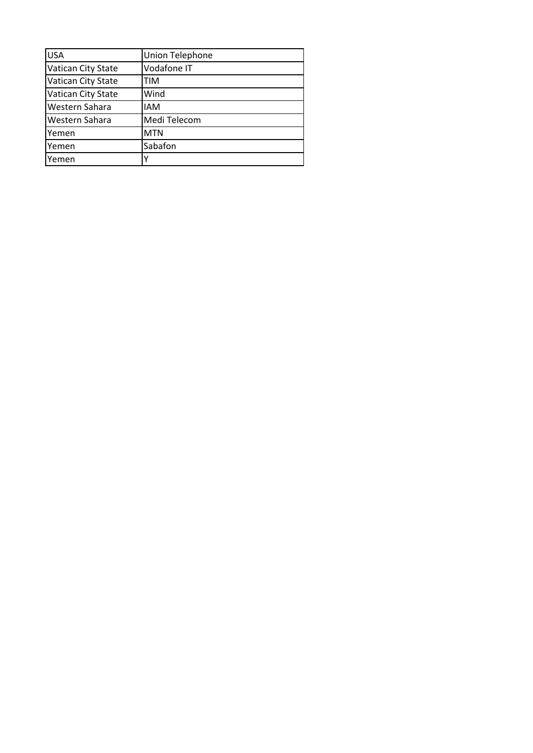| | |
|---|---|
| USA | Union Telephone |
| Vatican City State | Vodafone IT |
| Vatican City State | TIM |
| Vatican City State | Wind |
| Western Sahara | IAM |
| Western Sahara | Medi Telecom |
| Yemen | MTN |
| Yemen | Sabafon |
| Yemen | Y |